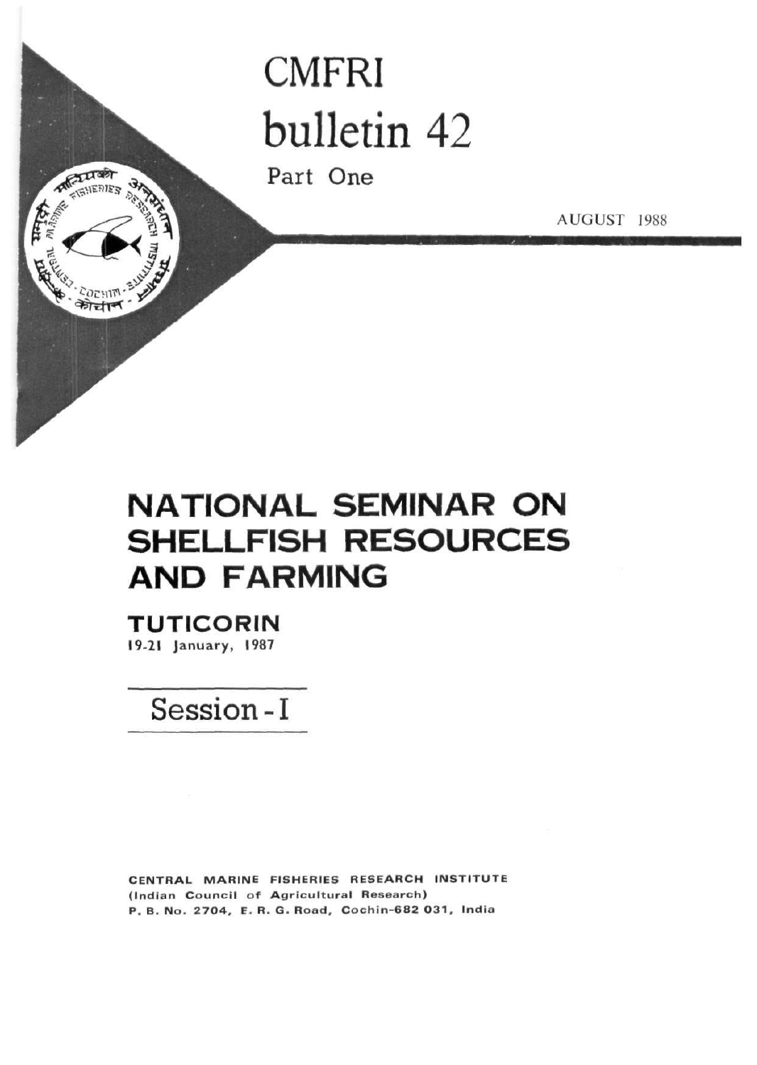# CMFRI bulletin 42

Part One

AUGUST 1988

## NATIONAL SEMINAR ON SHELLFISH RESOURCES AND FARMING

**TUTICORIN**

19-21 January, 1987

## Session - I

CENTRAL MARINE FISHERIES RESEARCH INSTITUTE
(Indian Council of Agricultural Research)
P. B. No. 2704, E. R. G. Road, Cochin-682 031, India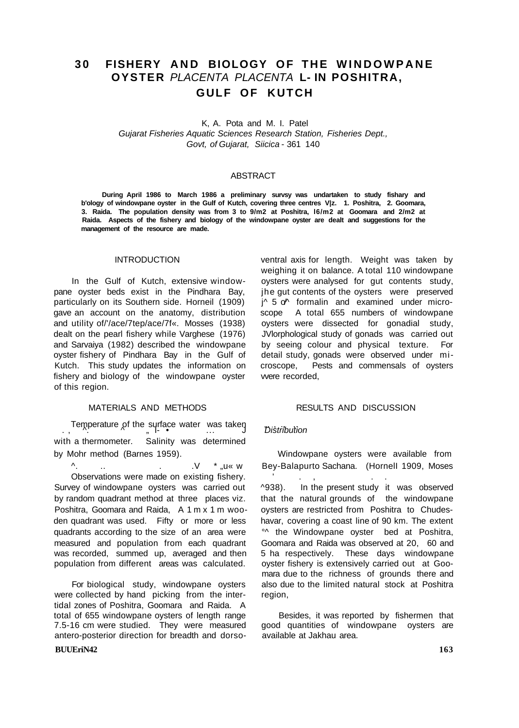# 30 FISHERY AND BIOLOGY OF THE WINDOWPANE OYSTER *PLACENTA PLACENTA* L- IN POSHITRA, GULF OF KUTCH

K, A. Pota and M. I. Patel

*Gujarat Fisheries Aquatic Sciences Research Station, Fisheries Dept., Govt, of Gujarat, Siicica* - 361 140

## ABSTRACT

**During April 1986 to March 1986 a preliminary survsy was undartaken to study fishary and b'ology of windowpane oyster in the Gulf of Kutch, covering three centres V|z. 1. Poshitra, 2. Goomara, 3. Raida. The population density was from 3 to 9/m2 at Poshitra, l6/m2 at Goomara and 2/m2 at Raida. Aspects of the fishery and biology of the windowpane oyster are dealt and suggestions for the management of the resource are made.**

## INTRODUCTION

In the Gulf of Kutch, extensive windowpane oyster beds exist in the Pindhara Bay, particularly on its Southern side. Horneil (1909) gave an account on the anatomy, distribution and utility of/'/ace/7tep/ace/7f«. Mosses (1938) dealt on the pearl fishery while Varghese (1976) and Sarvaiya (1982) described the windowpane oyster fishery of Pindhara Bay in the Gulf of Kutch. This study updates the information on fishery and biology of the windowpane oyster of this region.

## MATERIALS AND METHODS

Temperature of the surface water was taken with a thermometer. Salinity was determined by Mohr method (Barnes 1959).

Observations were made on existing fishery. Survey of windowpane oysters was carried out by random quadrant method at three places viz. Poshitra, Goomara and Raida, A 1 m x 1 m wooden quadrant was used. Fifty or more or less quadrants according to the size of an area were measured and population from each quadrant was recorded, summed up, averaged and then population from different areas was calculated.

For biological study, windowpane oysters were collected by hand picking from the intertidal zones of Poshitra, Goomara and Raida. A total of 655 windowpane oysters of length range 7.5-16 cm were studied. They were measured antero-posterior direction for breadth and dorso-ventral axis for length. Weight was taken by weighing it on balance. A total 110 windowpane oysters were analysed for gut contents study, jhe gut contents of the oysters were preserved j^ 5 o^ formalin and examined under microscope A total 655 numbers of windowpane oysters were dissected for gonadial study, JVlorphological study of gonads was carried out by seeing colour and physical texture. For detail study, gonads were observed under microscope, Pests and commensals of oysters vvere recorded,

## RESULTS AND DISCUSSION

*Distribution*

Windowpane oysters were available from Bey-Balapurto Sachana. (Hornell 1909, Moses ^938). In the present study it was observed that the natural grounds of the windowpane oysters are restricted from Poshitra to Chudeshavar, covering a coast line of 90 km. The extent °^ the Windowpane oyster bed at Poshitra, Goomara and Raida was observed at 20, 60 and 5 ha respectively. These days windowpane oyster fishery is extensively carried out at Goomara due to the richness of grounds there and also due to the limited natural stock at Poshitra region,

Besides, it was reported by fishermen that good quantities of windowpane oysters are available at Jakhau area.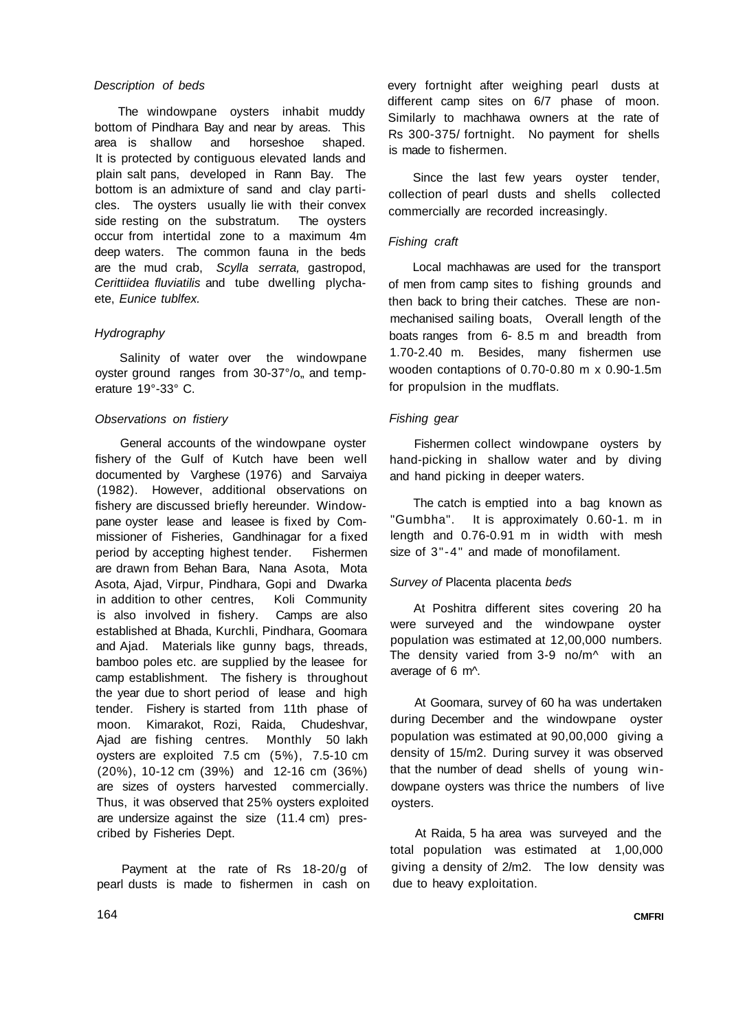*Description of beds*

The windowpane oysters inhabit muddy bottom of Pindhara Bay and near by areas. This area is shallow and horseshoe shaped. It is protected by contiguous elevated lands and plain salt pans, developed in Rann Bay. The bottom is an admixture of sand and clay particles. The oysters usually lie with their convex side resting on the substratum. The oysters occur from intertidal zone to a maximum 4m deep waters. The common fauna in the beds are the mud crab, *Scylla serrata,* gastropod, *Cerittiidea fluviatilis* and tube dwelling plychaete, *Eunice tublfex.*

*Hydrography*

Salinity of water over the windowpane oyster ground ranges from 30-37°/o„ and temperature 19°-33° C.

*Observations on fistiery*

General accounts of the windowpane oyster fishery of the Gulf of Kutch have been well documented by Varghese (1976) and Sarvaiya (1982). However, additional observations on fishery are discussed briefly hereunder. Windowpane oyster lease and leasee is fixed by Commissioner of Fisheries, Gandhinagar for a fixed period by accepting highest tender. Fishermen are drawn from Behan Bara, Nana Asota, Mota Asota, Ajad, Virpur, Pindhara, Gopi and Dwarka in addition to other centres, Koli Community is also involved in fishery. Camps are also established at Bhada, Kurchli, Pindhara, Goomara and Ajad. Materials like gunny bags, threads, bamboo poles etc. are supplied by the leasee for camp establishment. The fishery is throughout the year due to short period of lease and high tender. Fishery is started from 11th phase of moon. Kimarakot, Rozi, Raida, Chudeshvar, Ajad are fishing centres. Monthly 50 lakh oysters are exploited 7.5 cm (5%), 7.5-10 cm (20%), 10-12 cm (39%) and 12-16 cm (36%) are sizes of oysters harvested commercially. Thus, it was observed that 25% oysters exploited are undersize against the size (11.4 cm) prescribed by Fisheries Dept.

Payment at the rate of Rs 18-20/g of pearl dusts is made to fishermen in cash on every fortnight after weighing pearl dusts at different camp sites on 6/7 phase of moon. Similarly to machhawa owners at the rate of Rs 300-375/ fortnight. No payment for shells is made to fishermen.

Since the last few years oyster tender, collection of pearl dusts and shells collected commercially are recorded increasingly.

*Fishing craft*

Local machhawas are used for the transport of men from camp sites to fishing grounds and then back to bring their catches. These are non-mechanised sailing boats, Overall length of the boats ranges from 6- 8.5 m and breadth from 1.70-2.40 m. Besides, many fishermen use wooden contaptions of 0.70-0.80 m x 0.90-1.5m for propulsion in the mudflats.

*Fishing gear*

Fishermen collect windowpane oysters by hand-picking in shallow water and by diving and hand picking in deeper waters.

The catch is emptied into a bag known as "Gumbha". It is approximately 0.60-1. m in length and 0.76-0.91 m in width with mesh size of 3"-4" and made of monofilament.

*Survey of* Placenta placenta *beds*

At Poshitra different sites covering 20 ha were surveyed and the windowpane oyster population was estimated at 12,00,000 numbers. The density varied from 3-9 no/m^ with an average of 6 m^.

At Goomara, survey of 60 ha was undertaken during December and the windowpane oyster population was estimated at 90,00,000 giving a density of 15/m2. During survey it was observed that the number of dead shells of young windowpane oysters was thrice the numbers of live oysters.

At Raida, 5 ha area was surveyed and the total population was estimated at 1,00,000 giving a density of 2/m2. The low density was due to heavy exploitation.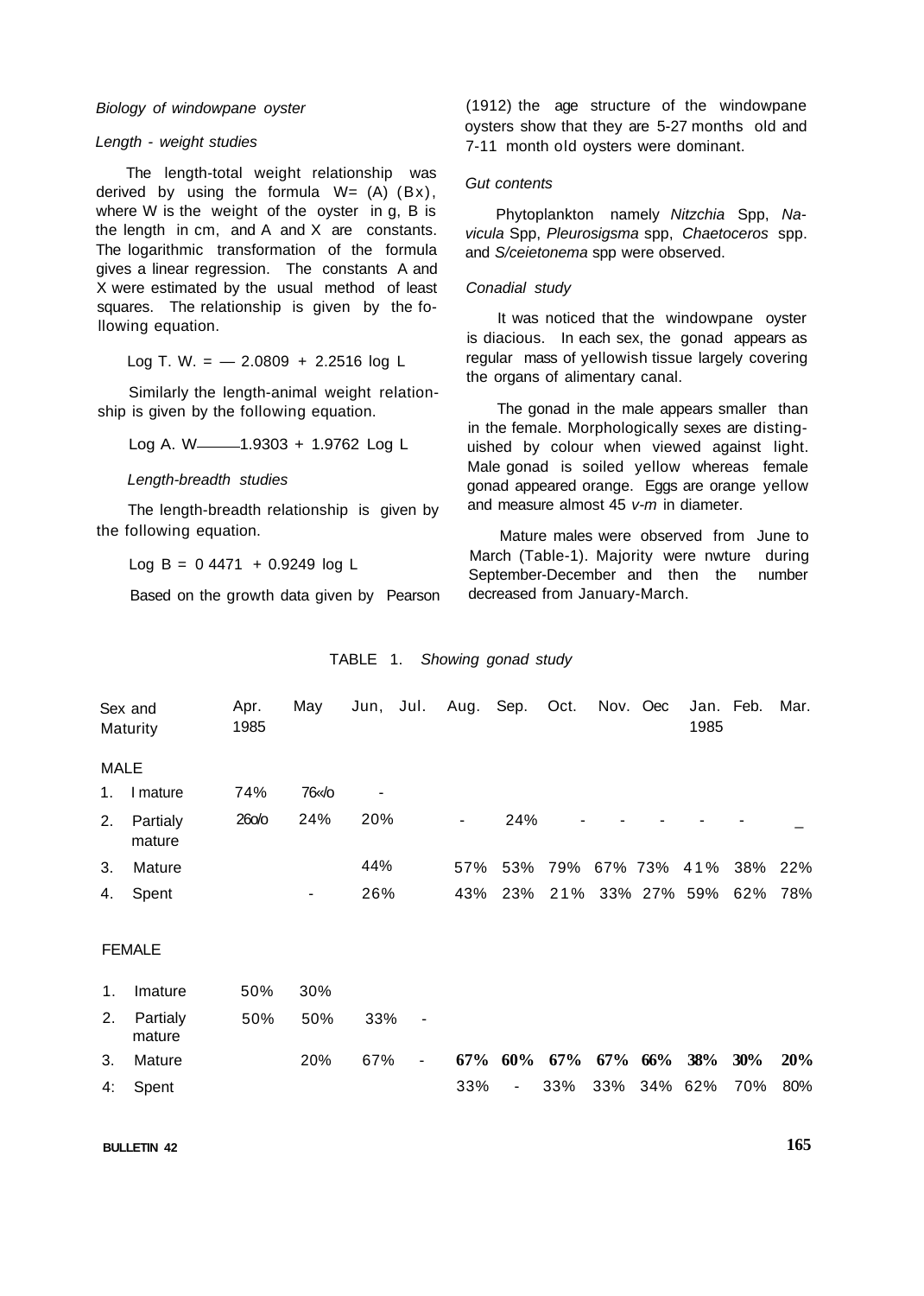*Biology of windowpane oyster*

*Length - weight studies*

The length-total weight relationship was derived by using the formula W= (A) (Bx), where W is the weight of the oyster in g, B is the length in cm, and A and X are constants. The logarithmic transformation of the formula gives a linear regression. The constants A and X were estimated by the usual method of least squares. The relationship is given by the following equation.

$$\text{Log T. W.} = -2.0809 + 2.2516 \log L$$

Similarly the length-animal weight relationship is given by the following equation.

$$\text{Log A. W} — 1.9303 + 1.9762 \text{ Log } L$$

*Length-breadth studies*

The length-breadth relationship is given by the following equation.

$$\text{Log } B = 0\ 4471 + 0.9249 \log L$$

Based on the growth data given by Pearson (1912) the age structure of the windowpane oysters show that they are 5-27 months old and 7-11 month old oysters were dominant.

*Gut contents*

Phytoplankton namely *Nitzchia* Spp, *Navicula* Spp, *Pleurosigsma* spp, *Chaetoceros* spp. and *S/ceietonema* spp were observed.

*Conadial study*

It was noticed that the windowpane oyster is diacious. In each sex, the gonad appears as regular mass of yellowish tissue largely covering the organs of alimentary canal.

The gonad in the male appears smaller than in the female. Morphologically sexes are distinguished by colour when viewed against light. Male gonad is soiled yellow whereas female gonad appeared orange. Eggs are orange yellow and measure almost 45 *v-m* in diameter.

Mature males were observed from June to March (Table-1). Majority were nwture during September-December and then the number decreased from January-March.

TABLE 1. *Showing gonad study*

| Sex and Maturity | Apr. 1985 | May | Jun, | Jul. | Aug. | Sep. | Oct. | Nov. | Oec | Jan. 1985 | Feb. | Mar. |
|---|---|---|---|---|---|---|---|---|---|---|---|---|
| **MALE** | | | | | | | | | | | | |
| 1. I mature | 74% | 76«/o | - | | | | | | | | | |
| 2. Partialy mature | 26o/o | 24% | 20% | | - | 24% | - | - | - | - | - | _ |
| 3. Mature | | | 44% | | 57% | 53% | 79% | 67% | 73% | 41% | 38% | 22% |
| 4. Spent | | - | 26% | | 43% | 23% | 21% | 33% | 27% | 59% | 62% | 78% |
| **FEMALE** | | | | | | | | | | | | |
| 1. Imature | 50% | 30% | | | | | | | | | | |
| 2. Partialy mature | 50% | 50% | 33% | - | | | | | | | | |
| 3. Mature | | 20% | 67% | - | **67%** | **60%** | **67%** | **67%** | **66%** | **38%** | **30%** | **20%** |
| 4: Spent | | | | | 33% | - | 33% | 33% | 34% | 62% | 70% | 80% |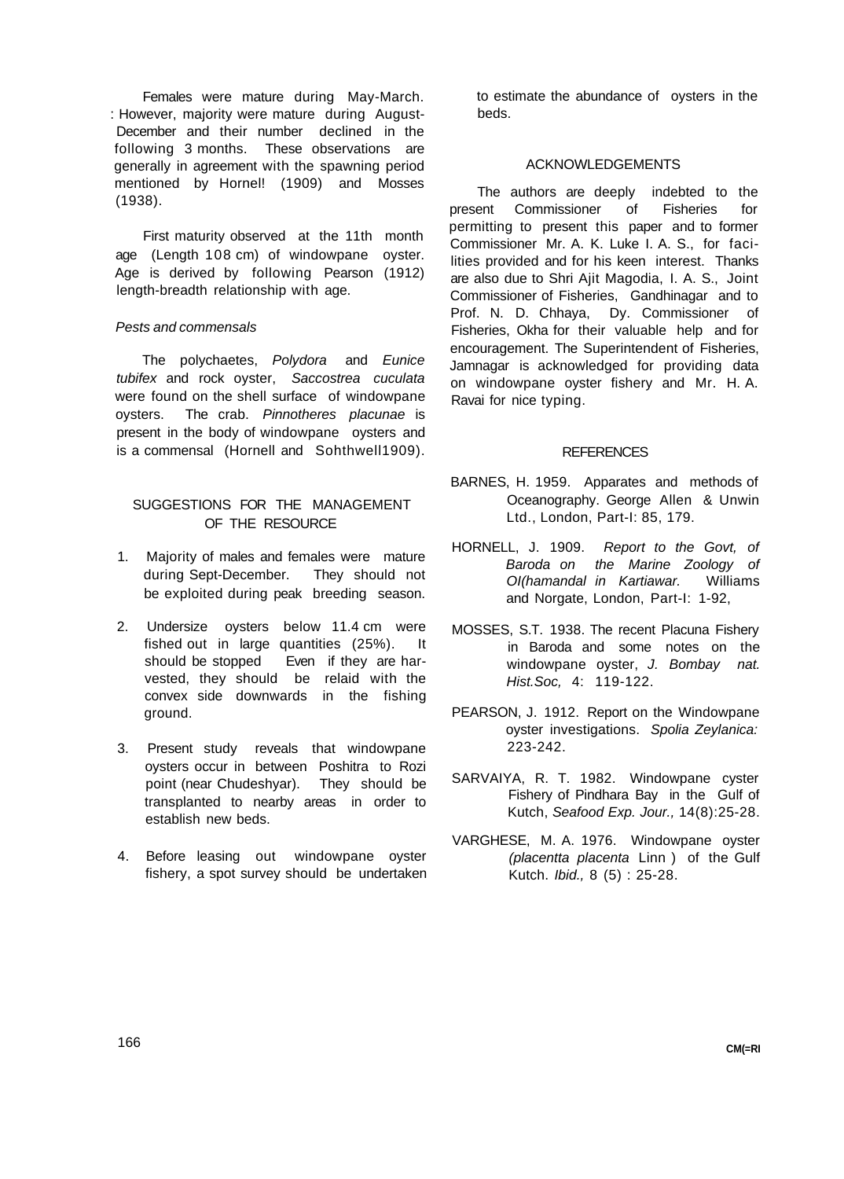Females were mature during May-March. : However, majority were mature during August-December and their number declined in the following 3 months. These observations are generally in agreement with the spawning period mentioned by Hornel! (1909) and Mosses (1938).

First maturity observed at the 11th month age (Length 108 cm) of windowpane oyster. Age is derived by following Pearson (1912) length-breadth relationship with age.

*Pests and commensals*

The polychaetes, *Polydora* and *Eunice tubifex* and rock oyster, *Saccostrea cuculata* were found on the shell surface of windowpane oysters. The crab. *Pinnotheres placunae* is present in the body of windowpane oysters and is a commensal (Hornell and Sohthwell1909).

## SUGGESTIONS FOR THE MANAGEMENT OF THE RESOURCE

1. Majority of males and females were mature during Sept-December. They should not be exploited during peak breeding season.
2. Undersize oysters below 11.4 cm were fished out in large quantities (25%). It should be stopped Even if they are harvested, they should be relaid with the convex side downwards in the fishing ground.
3. Present study reveals that windowpane oysters occur in between Poshitra to Rozi point (near Chudeshyar). They should be transplanted to nearby areas in order to establish new beds.
4. Before leasing out windowpane oyster fishery, a spot survey should be undertaken to estimate the abundance of oysters in the beds.

## ACKNOWLEDGEMENTS

The authors are deeply indebted to the present Commissioner of Fisheries for permitting to present this paper and to former Commissioner Mr. A. K. Luke I. A. S., for facilities provided and for his keen interest. Thanks are also due to Shri Ajit Magodia, I. A. S., Joint Commissioner of Fisheries, Gandhinagar and to Prof. N. D. Chhaya, Dy. Commissioner of Fisheries, Okha for their valuable help and for encouragement. The Superintendent of Fisheries, Jamnagar is acknowledged for providing data on windowpane oyster fishery and Mr. H. A. Ravai for nice typing.

## REFERENCES

BARNES, H. 1959. Apparates and methods of Oceanography. George Allen & Unwin Ltd., London, Part-I: 85, 179.

HORNELL, J. 1909. *Report to the Govt, of Baroda on the Marine Zoology of OI(hamandal in Kartiawar.* Williams and Norgate, London, Part-I: 1-92,

MOSSES, S.T. 1938. The recent Placuna Fishery in Baroda and some notes on the windowpane oyster, *J. Bombay nat. Hist.Soc,* 4: 119-122.

PEARSON, J. 1912. Report on the Windowpane oyster investigations. *Spolia Zeylanica:* 223-242.

SARVAIYA, R. T. 1982. Windowpane cyster Fishery of Pindhara Bay in the Gulf of Kutch, *Seafood Exp. Jour.,* 14(8):25-28.

VARGHESE, M. A. 1976. Windowpane oyster *(placentta placenta* Linn ) of the Gulf Kutch. *Ibid.,* 8 (5) : 25-28.